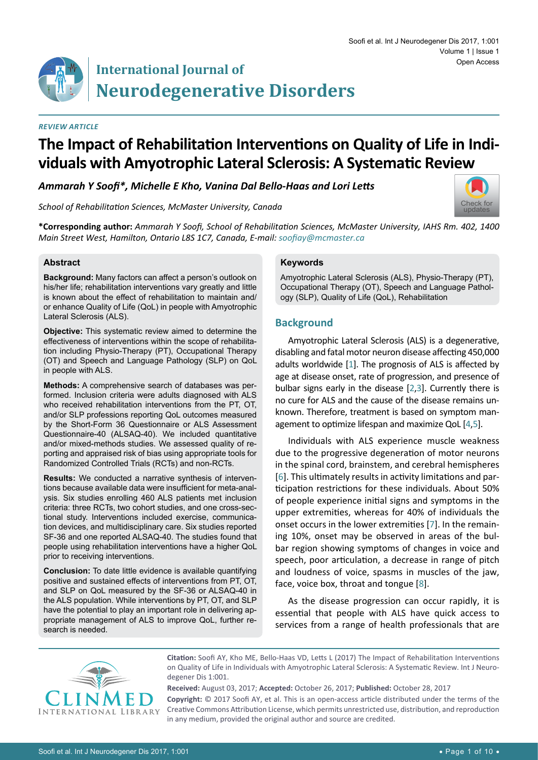*REVIEW ARTICLE*

# The Impact of Rehabilitation Interventions on Quality of Life in Individuals with Amyotrophic Lateral Sclerosis: A Systematic Review

***Ammarah Y Soofi\*, Michelle E Kho, Vanina Dal Bello-Haas and Lori Letts***

*School of Rehabilitation Sciences, McMaster University, Canada*

**\*Corresponding author:** *Ammarah Y Soofi, School of Rehabilitation Sciences, McMaster University, IAHS Rm. 402, 1400 Main Street West, Hamilton, Ontario L8S 1C7, Canada, E-mail: soofiay@mcmaster.ca*

## Abstract

**Background:** Many factors can affect a person's outlook on his/her life; rehabilitation interventions vary greatly and little is known about the effect of rehabilitation to maintain and/or enhance Quality of Life (QoL) in people with Amyotrophic Lateral Sclerosis (ALS).

**Objective:** This systematic review aimed to determine the effectiveness of interventions within the scope of rehabilitation including Physio-Therapy (PT), Occupational Therapy (OT) and Speech and Language Pathology (SLP) on QoL in people with ALS.

**Methods:** A comprehensive search of databases was performed. Inclusion criteria were adults diagnosed with ALS who received rehabilitation interventions from the PT, OT, and/or SLP professions reporting QoL outcomes measured by the Short-Form 36 Questionnaire or ALS Assessment Questionnaire-40 (ALSAQ-40). We included quantitative and/or mixed-methods studies. We assessed quality of reporting and appraised risk of bias using appropriate tools for Randomized Controlled Trials (RCTs) and non-RCTs.

**Results:** We conducted a narrative synthesis of interventions because available data were insufficient for meta-analysis. Six studies enrolling 460 ALS patients met inclusion criteria: three RCTs, two cohort studies, and one cross-sectional study. Interventions included exercise, communication devices, and multidisciplinary care. Six studies reported SF-36 and one reported ALSAQ-40. The studies found that people using rehabilitation interventions have a higher QoL prior to receiving interventions.

**Conclusion:** To date little evidence is available quantifying positive and sustained effects of interventions from PT, OT, and SLP on QoL measured by the SF-36 or ALSAQ-40 in the ALS population. While interventions by PT, OT, and SLP have the potential to play an important role in delivering appropriate management of ALS to improve QoL, further research is needed.

## Keywords

Amyotrophic Lateral Sclerosis (ALS), Physio-Therapy (PT), Occupational Therapy (OT), Speech and Language Pathology (SLP), Quality of Life (QoL), Rehabilitation

## Background

Amyotrophic Lateral Sclerosis (ALS) is a degenerative, disabling and fatal motor neuron disease affecting 450,000 adults worldwide [1]. The prognosis of ALS is affected by age at disease onset, rate of progression, and presence of bulbar signs early in the disease [2,3]. Currently there is no cure for ALS and the cause of the disease remains unknown. Therefore, treatment is based on symptom management to optimize lifespan and maximize QoL [4,5].

Individuals with ALS experience muscle weakness due to the progressive degeneration of motor neurons in the spinal cord, brainstem, and cerebral hemispheres [6]. This ultimately results in activity limitations and participation restrictions for these individuals. About 50% of people experience initial signs and symptoms in the upper extremities, whereas for 40% of individuals the onset occurs in the lower extremities [7]. In the remaining 10%, onset may be observed in areas of the bulbar region showing symptoms of changes in voice and speech, poor articulation, a decrease in range of pitch and loudness of voice, spasms in muscles of the jaw, face, voice box, throat and tongue [8].

As the disease progression can occur rapidly, it is essential that people with ALS have quick access to services from a range of health professionals that are

**Citation:** Soofi AY, Kho ME, Bello-Haas VD, Letts L (2017) The Impact of Rehabilitation Interventions on Quality of Life in Individuals with Amyotrophic Lateral Sclerosis: A Systematic Review. Int J Neurodegener Dis 1:001.

**Received:** August 03, 2017; **Accepted:** October 26, 2017; **Published:** October 28, 2017

**Copyright:** © 2017 Soofi AY, et al. This is an open-access article distributed under the terms of the Creative Commons Attribution License, which permits unrestricted use, distribution, and reproduction in any medium, provided the original author and source are credited.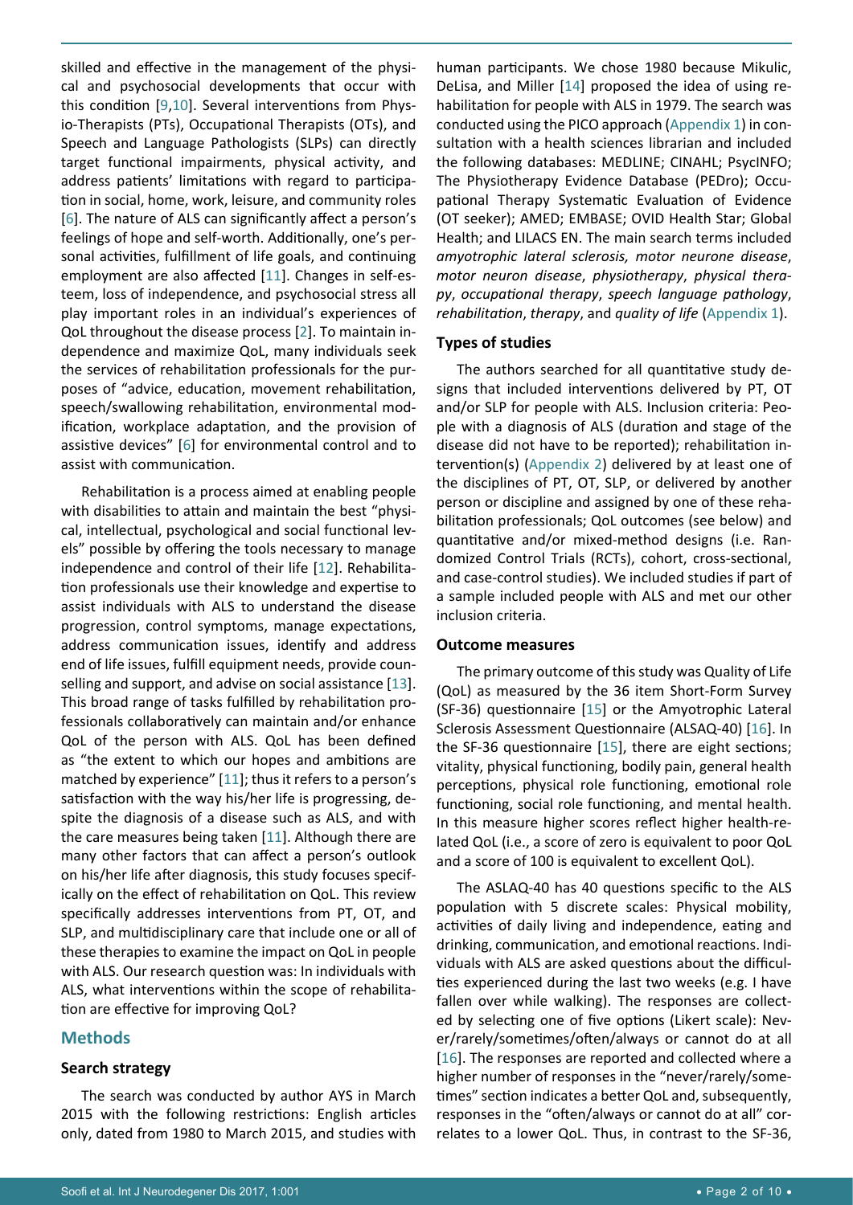skilled and effective in the management of the physical and psychosocial developments that occur with this condition [9,10]. Several interventions from Physio-Therapists (PTs), Occupational Therapists (OTs), and Speech and Language Pathologists (SLPs) can directly target functional impairments, physical activity, and address patients' limitations with regard to participation in social, home, work, leisure, and community roles [6]. The nature of ALS can significantly affect a person's feelings of hope and self-worth. Additionally, one's personal activities, fulfillment of life goals, and continuing employment are also affected [11]. Changes in self-esteem, loss of independence, and psychosocial stress all play important roles in an individual's experiences of QoL throughout the disease process [2]. To maintain independence and maximize QoL, many individuals seek the services of rehabilitation professionals for the purposes of "advice, education, movement rehabilitation, speech/swallowing rehabilitation, environmental modification, workplace adaptation, and the provision of assistive devices" [6] for environmental control and to assist with communication.

Rehabilitation is a process aimed at enabling people with disabilities to attain and maintain the best "physical, intellectual, psychological and social functional levels" possible by offering the tools necessary to manage independence and control of their life [12]. Rehabilitation professionals use their knowledge and expertise to assist individuals with ALS to understand the disease progression, control symptoms, manage expectations, address communication issues, identify and address end of life issues, fulfill equipment needs, provide counselling and support, and advise on social assistance [13]. This broad range of tasks fulfilled by rehabilitation professionals collaboratively can maintain and/or enhance QoL of the person with ALS. QoL has been defined as "the extent to which our hopes and ambitions are matched by experience" [11]; thus it refers to a person's satisfaction with the way his/her life is progressing, despite the diagnosis of a disease such as ALS, and with the care measures being taken [11]. Although there are many other factors that can affect a person's outlook on his/her life after diagnosis, this study focuses specifically on the effect of rehabilitation on QoL. This review specifically addresses interventions from PT, OT, and SLP, and multidisciplinary care that include one or all of these therapies to examine the impact on QoL in people with ALS. Our research question was: In individuals with ALS, what interventions within the scope of rehabilitation are effective for improving QoL?

## Methods

### Search strategy

The search was conducted by author AYS in March 2015 with the following restrictions: English articles only, dated from 1980 to March 2015, and studies with human participants. We chose 1980 because Mikulic, DeLisa, and Miller [14] proposed the idea of using rehabilitation for people with ALS in 1979. The search was conducted using the PICO approach (Appendix 1) in consultation with a health sciences librarian and included the following databases: MEDLINE; CINAHL; PsycINFO; The Physiotherapy Evidence Database (PEDro); Occupational Therapy Systematic Evaluation of Evidence (OT seeker); AMED; EMBASE; OVID Health Star; Global Health; and LILACS EN. The main search terms included *amyotrophic lateral sclerosis, motor neurone disease*, *motor neuron disease*, *physiotherapy*, *physical therapy*, *occupational therapy*, *speech language pathology*, *rehabilitation*, *therapy*, and *quality of life* (Appendix 1).

### Types of studies

The authors searched for all quantitative study designs that included interventions delivered by PT, OT and/or SLP for people with ALS. Inclusion criteria: People with a diagnosis of ALS (duration and stage of the disease did not have to be reported); rehabilitation intervention(s) (Appendix 2) delivered by at least one of the disciplines of PT, OT, SLP, or delivered by another person or discipline and assigned by one of these rehabilitation professionals; QoL outcomes (see below) and quantitative and/or mixed-method designs (i.e. Randomized Control Trials (RCTs), cohort, cross-sectional, and case-control studies). We included studies if part of a sample included people with ALS and met our other inclusion criteria.

### Outcome measures

The primary outcome of this study was Quality of Life (QoL) as measured by the 36 item Short-Form Survey (SF-36) questionnaire [15] or the Amyotrophic Lateral Sclerosis Assessment Questionnaire (ALSAQ-40) [16]. In the SF-36 questionnaire [15], there are eight sections; vitality, physical functioning, bodily pain, general health perceptions, physical role functioning, emotional role functioning, social role functioning, and mental health. In this measure higher scores reflect higher health-related QoL (i.e., a score of zero is equivalent to poor QoL and a score of 100 is equivalent to excellent QoL).

The ASLAQ-40 has 40 questions specific to the ALS population with 5 discrete scales: Physical mobility, activities of daily living and independence, eating and drinking, communication, and emotional reactions. Individuals with ALS are asked questions about the difficulties experienced during the last two weeks (e.g. I have fallen over while walking). The responses are collected by selecting one of five options (Likert scale): Never/rarely/sometimes/often/always or cannot do at all [16]. The responses are reported and collected where a higher number of responses in the "never/rarely/sometimes" section indicates a better QoL and, subsequently, responses in the "often/always or cannot do at all" correlates to a lower QoL. Thus, in contrast to the SF-36,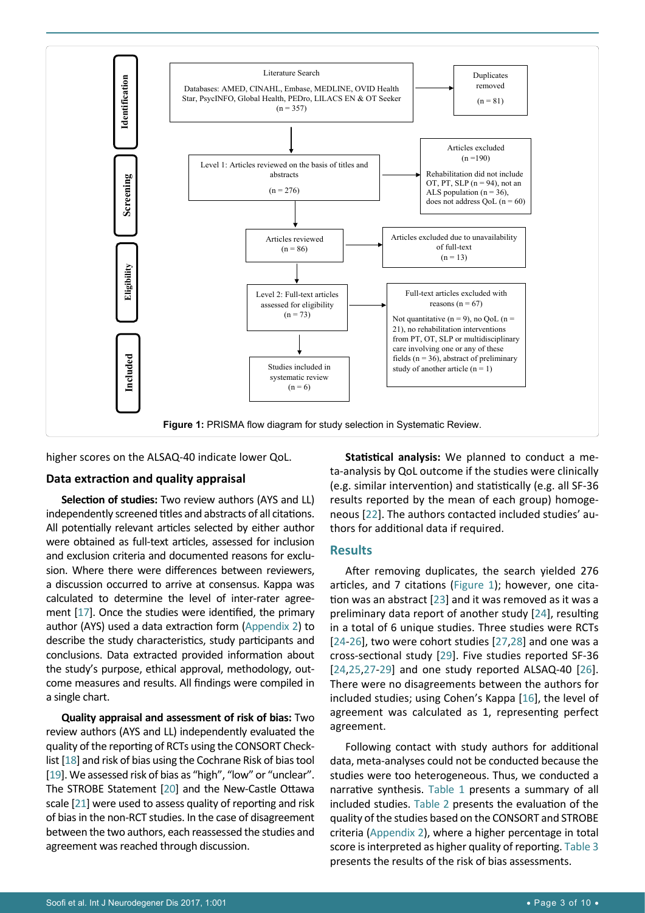**Identification**

Literature Search

Databases: AMED, CINAHL, Embase, MEDLINE, OVID Health Star, PsycINFO, Global Health, PEDro, LILACS EN & OT Seeker (n = 357)

Duplicates removed (n = 81)

**Screening**

Level 1: Articles reviewed on the basis of titles and abstracts (n = 276)

Articles excluded (n =190)

Rehabilitation did not include OT, PT, SLP (n = 94), not an ALS population (n = 36), does not address QoL (n = 60)

Articles reviewed (n = 86)

Articles excluded due to unavailability of full-text (n = 13)

**Eligibility**

Level 2: Full-text articles assessed for eligibility (n = 73)

Full-text articles excluded with reasons (n = 67)

Not quantitative (n = 9), no QoL (n = 21), no rehabilitation interventions from PT, OT, SLP or multidisciplinary care involving one or any of these fields (n = 36), abstract of preliminary study of another article (n = 1)

**Included**

Studies included in systematic review (n = 6)

**Figure 1:** PRISMA flow diagram for study selection in Systematic Review.

higher scores on the ALSAQ-40 indicate lower QoL.

### Data extraction and quality appraisal

**Selection of studies:** Two review authors (AYS and LL) independently screened titles and abstracts of all citations. All potentially relevant articles selected by either author were obtained as full-text articles, assessed for inclusion and exclusion criteria and documented reasons for exclusion. Where there were differences between reviewers, a discussion occurred to arrive at consensus. Kappa was calculated to determine the level of inter-rater agreement [17]. Once the studies were identified, the primary author (AYS) used a data extraction form (Appendix 2) to describe the study characteristics, study participants and conclusions. Data extracted provided information about the study's purpose, ethical approval, methodology, outcome measures and results. All findings were compiled in a single chart.

**Quality appraisal and assessment of risk of bias:** Two review authors (AYS and LL) independently evaluated the quality of the reporting of RCTs using the CONSORT Checklist [18] and risk of bias using the Cochrane Risk of bias tool [19]. We assessed risk of bias as "high", "low" or "unclear". The STROBE Statement [20] and the New-Castle Ottawa scale [21] were used to assess quality of reporting and risk of bias in the non-RCT studies. In the case of disagreement between the two authors, each reassessed the studies and agreement was reached through discussion.

**Statistical analysis:** We planned to conduct a meta-analysis by QoL outcome if the studies were clinically (e.g. similar intervention) and statistically (e.g. all SF-36 results reported by the mean of each group) homogeneous [22]. The authors contacted included studies' authors for additional data if required.

## Results

After removing duplicates, the search yielded 276 articles, and 7 citations (Figure 1); however, one citation was an abstract [23] and it was removed as it was a preliminary data report of another study [24], resulting in a total of 6 unique studies. Three studies were RCTs [24-26], two were cohort studies [27,28] and one was a cross-sectional study [29]. Five studies reported SF-36 [24,25,27-29] and one study reported ALSAQ-40 [26]. There were no disagreements between the authors for included studies; using Cohen's Kappa [16], the level of agreement was calculated as 1, representing perfect agreement.

Following contact with study authors for additional data, meta-analyses could not be conducted because the studies were too heterogeneous. Thus, we conducted a narrative synthesis. Table 1 presents a summary of all included studies. Table 2 presents the evaluation of the quality of the studies based on the CONSORT and STROBE criteria (Appendix 2), where a higher percentage in total score is interpreted as higher quality of reporting. Table 3 presents the results of the risk of bias assessments.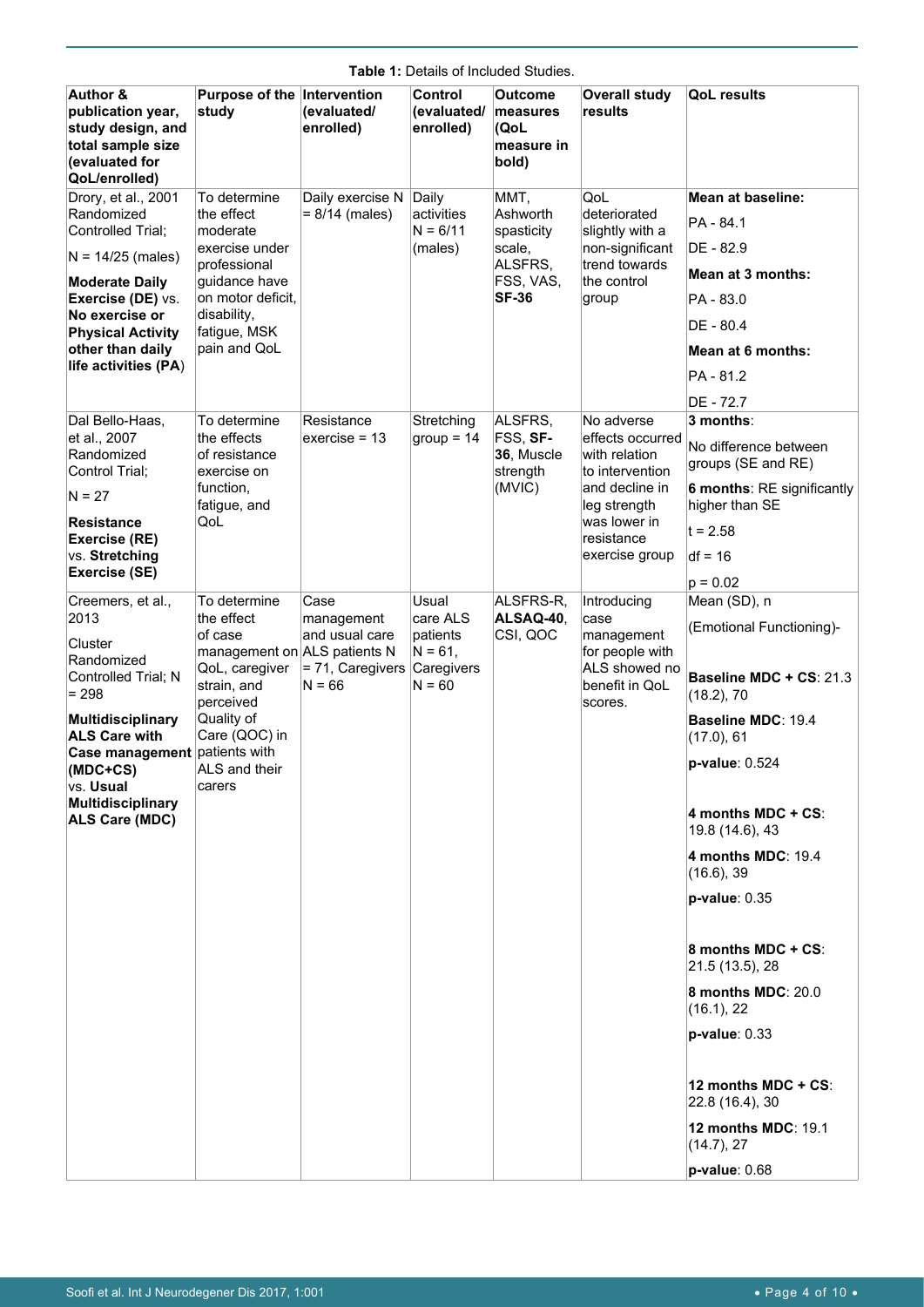**Table 1:** Details of Included Studies.

| Author & publication year, study design, and total sample size (evaluated for QoL/enrolled) | Purpose of the study | Intervention (evaluated/ enrolled) | Control (evaluated/ enrolled) | Outcome measures (QoL measure in bold) | Overall study results | QoL results |
|---|---|---|---|---|---|---|
| Drory, et al., 2001 Randomized Controlled Trial; N = 14/25 (males) **Moderate Daily Exercise (DE)** vs. **No exercise or Physical Activity other than daily life activities (PA)** | To determine the effect moderate exercise under professional guidance have on motor deficit, disability, fatigue, MSK pain and QoL | Daily exercise N = 8/14 (males) | Daily activities N = 6/11 (males) | MMT, Ashworth spasticity scale, ALSFRS, FSS, VAS, **SF-36** | QoL deteriorated slightly with a non-significant trend towards the control group | **Mean at baseline:** PA - 84.1 DE - 82.9 **Mean at 3 months:** PA - 83.0 DE - 80.4 **Mean at 6 months:** PA - 81.2 DE - 72.7 |
| Dal Bello-Haas, et al., 2007 Randomized Control Trial; N = 27 **Resistance Exercise (RE)** vs. **Stretching Exercise (SE)** | To determine the effects of resistance exercise on function, fatigue, and QoL | Resistance exercise = 13 | Stretching group = 14 | ALSFRS, FSS, **SF-36**, Muscle strength (MVIC) | No adverse effects occurred with relation to intervention and decline in leg strength was lower in resistance exercise group | **3 months**: No difference between groups (SE and RE) **6 months**: RE significantly higher than SE t = 2.58 df = 16 p = 0.02 |
| Creemers, et al., 2013 Cluster Randomized Controlled Trial; N = 298 **Multidisciplinary ALS Care with Case management (MDC+CS)** vs. **Usual Multidisciplinary ALS Care (MDC)** | To determine the effect of case management on QoL, caregiver strain, and perceived Quality of Care (QOC) in patients with ALS and their carers | Case management and usual care ALS patients N = 71, Caregivers N = 66 | Usual care ALS patients N = 61, Caregivers N = 60 | ALSFRS-R, **ALSAQ-40**, CSI, QOC | Introducing case management for people with ALS showed no benefit in QoL scores. | Mean (SD), n (Emotional Functioning)- **Baseline MDC + CS**: 21.3 (18.2), 70 **Baseline MDC**: 19.4 (17.0), 61 **p-value**: 0.524 **4 months MDC + CS**: 19.8 (14.6), 43 **4 months MDC**: 19.4 (16.6), 39 **p-value**: 0.35 **8 months MDC + CS**: 21.5 (13.5), 28 **8 months MDC**: 20.0 (16.1), 22 **p-value**: 0.33 **12 months MDC + CS**: 22.8 (16.4), 30 **12 months MDC**: 19.1 (14.7), 27 **p-value**: 0.68 |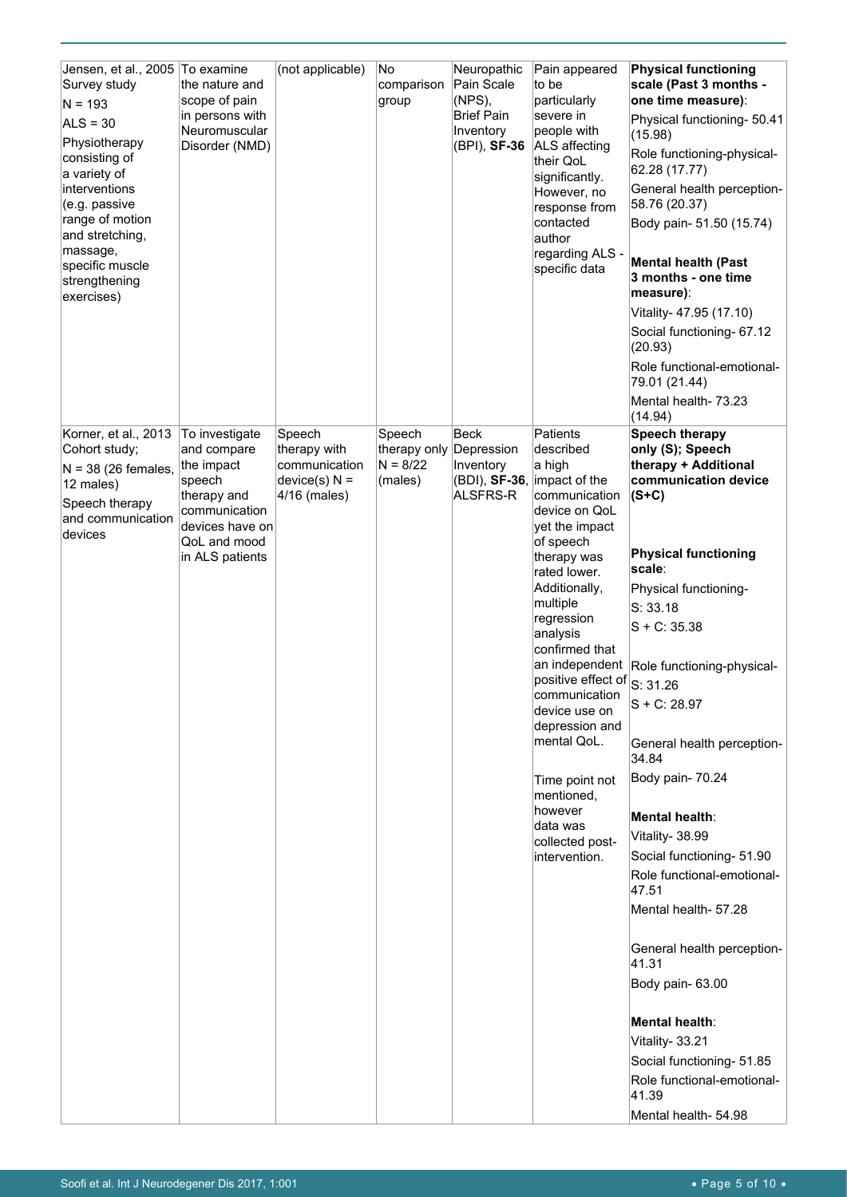| | | | | | | |
|---|---|---|---|---|---|---|
| Jensen, et al., 2005 Survey study<br>N = 193<br>ALS = 30<br>Physiotherapy consisting of a variety of interventions (e.g. passive range of motion and stretching, massage, specific muscle strengthening exercises) | To examine the nature and scope of pain in persons with Neuromuscular Disorder (NMD) | (not applicable) | No comparison group | Neuropathic Pain Scale (NPS), Brief Pain Inventory (BPI), **SF-36** | Pain appeared to be particularly severe in people with ALS affecting their QoL significantly. However, no response from contacted author regarding ALS - specific data | **Physical functioning scale (Past 3 months - one time measure)**:<br>Physical functioning- 50.41 (15.98)<br>Role functioning-physical- 62.28 (17.77)<br>General health perception- 58.76 (20.37)<br>Body pain- 51.50 (15.74)<br><br>**Mental health (Past 3 months - one time measure)**:<br>Vitality- 47.95 (17.10)<br>Social functioning- 67.12 (20.93)<br>Role functional-emotional- 79.01 (21.44)<br>Mental health- 73.23 (14.94) |
| Korner, et al., 2013 Cohort study;<br>N = 38 (26 females, 12 males)<br>Speech therapy and communication devices | To investigate and compare the impact speech therapy and communication devices have on QoL and mood in ALS patients | Speech therapy with communication device(s) N = 4/16 (males) | Speech therapy only N = 8/22 (males) | Beck Depression Inventory (BDI), **SF-36**, ALSFRS-R | Patients described a high impact of the communication device on QoL yet the impact of speech therapy was rated lower. Additionally, multiple regression analysis confirmed that an independent positive effect of communication device use on depression and mental QoL.<br><br>Time point not mentioned, however data was collected post-intervention. | **Speech therapy only (S); Speech therapy + Additional communication device (S+C)**<br><br>**Physical functioning scale**:<br>Physical functioning-<br>S: 33.18<br>S + C: 35.38<br><br>Role functioning-physical-<br>S: 31.26<br>S + C: 28.97<br><br>General health perception- 34.84<br>Body pain- 70.24<br><br>**Mental health**:<br>Vitality- 38.99<br>Social functioning- 51.90<br>Role functional-emotional- 47.51<br>Mental health- 57.28<br><br>General health perception- 41.31<br>Body pain- 63.00<br><br>**Mental health**:<br>Vitality- 33.21<br>Social functioning- 51.85<br>Role functional-emotional- 41.39<br>Mental health- 54.98 |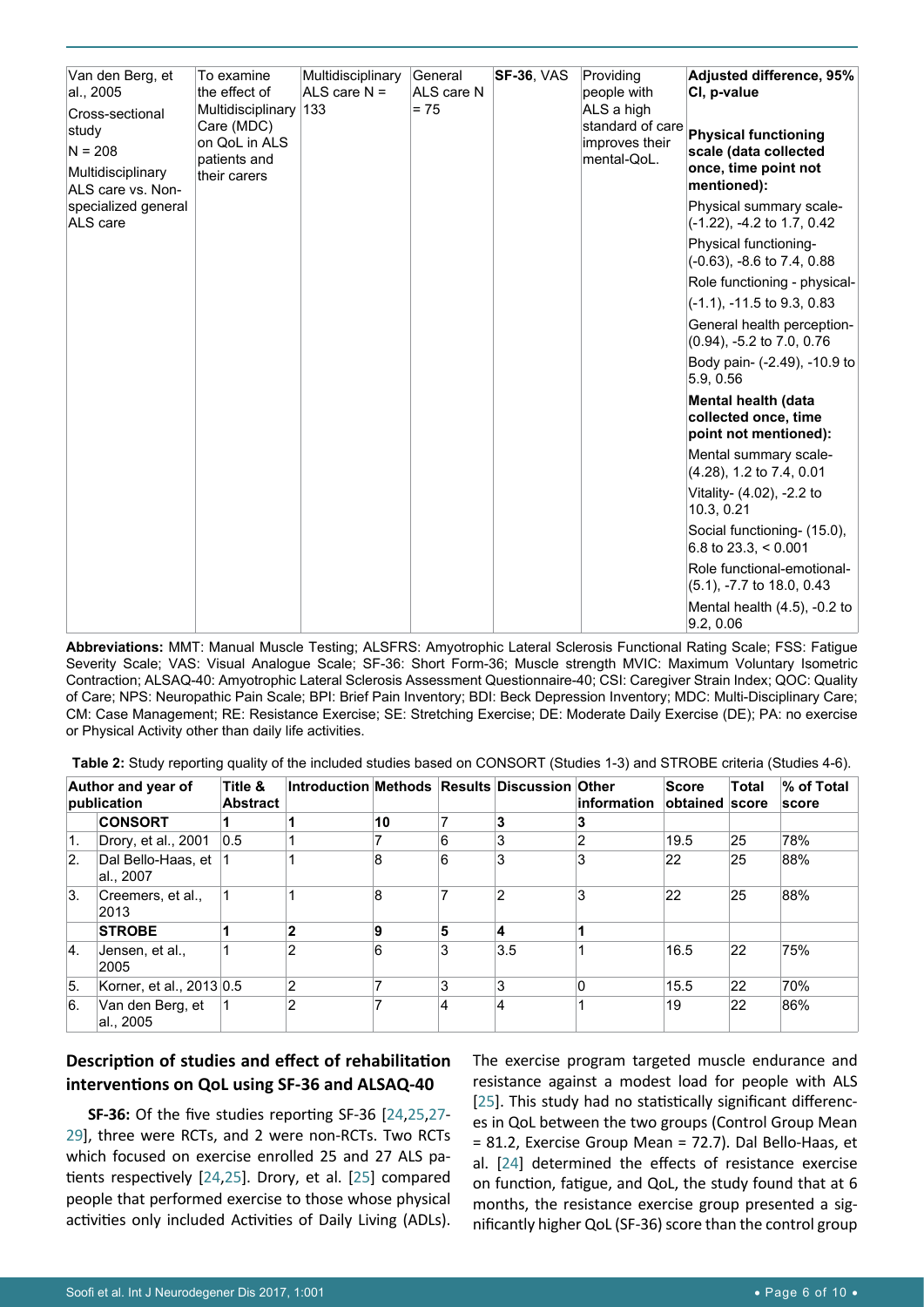| | | | | | | |
|---|---|---|---|---|---|---|
| Van den Berg, et al., 2005<br>Cross-sectional study<br>N = 208<br>Multidisciplinary ALS care vs. Non-specialized general ALS care | To examine the effect of Multidisciplinary Care (MDC) on QoL in ALS patients and their carers | Multidisciplinary ALS care N = 133 | General ALS care N = 75 | **SF-36**, VAS | Providing people with ALS a high standard of care improves their mental-QoL. | **Adjusted difference, 95% CI, p-value**<br><br>**Physical functioning scale (data collected once, time point not mentioned):**<br>Physical summary scale- (-1.22), -4.2 to 1.7, 0.42<br>Physical functioning- (-0.63), -8.6 to 7.4, 0.88<br>Role functioning - physical- (-1.1), -11.5 to 9.3, 0.83<br>General health perception- (0.94), -5.2 to 7.0, 0.76<br>Body pain- (-2.49), -10.9 to 5.9, 0.56<br><br>**Mental health (data collected once, time point not mentioned):**<br>Mental summary scale- (4.28), 1.2 to 7.4, 0.01<br>Vitality- (4.02), -2.2 to 10.3, 0.21<br>Social functioning- (15.0), 6.8 to 23.3, < 0.001<br>Role functional-emotional- (5.1), -7.7 to 18.0, 0.43<br>Mental health (4.5), -0.2 to 9.2, 0.06 |

**Abbreviations:** MMT: Manual Muscle Testing; ALSFRS: Amyotrophic Lateral Sclerosis Functional Rating Scale; FSS: Fatigue Severity Scale; VAS: Visual Analogue Scale; SF-36: Short Form-36; Muscle strength MVIC: Maximum Voluntary Isometric Contraction; ALSAQ-40: Amyotrophic Lateral Sclerosis Assessment Questionnaire-40; CSI: Caregiver Strain Index; QOC: Quality of Care; NPS: Neuropathic Pain Scale; BPI: Brief Pain Inventory; BDI: Beck Depression Inventory; MDC: Multi-Disciplinary Care; CM: Case Management; RE: Resistance Exercise; SE: Stretching Exercise; DE: Moderate Daily Exercise (DE); PA: no exercise or Physical Activity other than daily life activities.

**Table 2:** Study reporting quality of the included studies based on CONSORT (Studies 1-3) and STROBE criteria (Studies 4-6).

| | Author and year of publication | Title & Abstract | Introduction | Methods | Results | Discussion | Other information | Score obtained | Total score | % of Total score |
|---|---|---|---|---|---|---|---|---|---|---|
| | **CONSORT** | **1** | **1** | **10** | **7** | **3** | **3** | | | |
| 1. | Drory, et al., 2001 | 0.5 | 1 | 7 | 6 | 3 | 2 | 19.5 | 25 | 78% |
| 2. | Dal Bello-Haas, et al., 2007 | 1 | 1 | 8 | 6 | 3 | 3 | 22 | 25 | 88% |
| 3. | Creemers, et al., 2013 | 1 | 1 | 8 | 7 | 2 | 3 | 22 | 25 | 88% |
| | **STROBE** | **1** | **2** | **9** | **5** | **4** | **1** | | | |
| 4. | Jensen, et al., 2005 | 1 | 2 | 6 | 3 | 3.5 | 1 | 16.5 | 22 | 75% |
| 5. | Korner, et al., 2013 | 0.5 | 2 | 7 | 3 | 3 | 0 | 15.5 | 22 | 70% |
| 6. | Van den Berg, et al., 2005 | 1 | 2 | 7 | 4 | 4 | 1 | 19 | 22 | 86% |

## Description of studies and effect of rehabilitation interventions on QoL using SF-36 and ALSAQ-40

**SF-36:** Of the five studies reporting SF-36 [24,25,27-29], three were RCTs, and 2 were non-RCTs. Two RCTs which focused on exercise enrolled 25 and 27 ALS patients respectively [24,25]. Drory, et al. [25] compared people that performed exercise to those whose physical activities only included Activities of Daily Living (ADLs). The exercise program targeted muscle endurance and resistance against a modest load for people with ALS [25]. This study had no statistically significant differences in QoL between the two groups (Control Group Mean = 81.2, Exercise Group Mean = 72.7). Dal Bello-Haas, et al. [24] determined the effects of resistance exercise on function, fatigue, and QoL, the study found that at 6 months, the resistance exercise group presented a significantly higher QoL (SF-36) score than the control group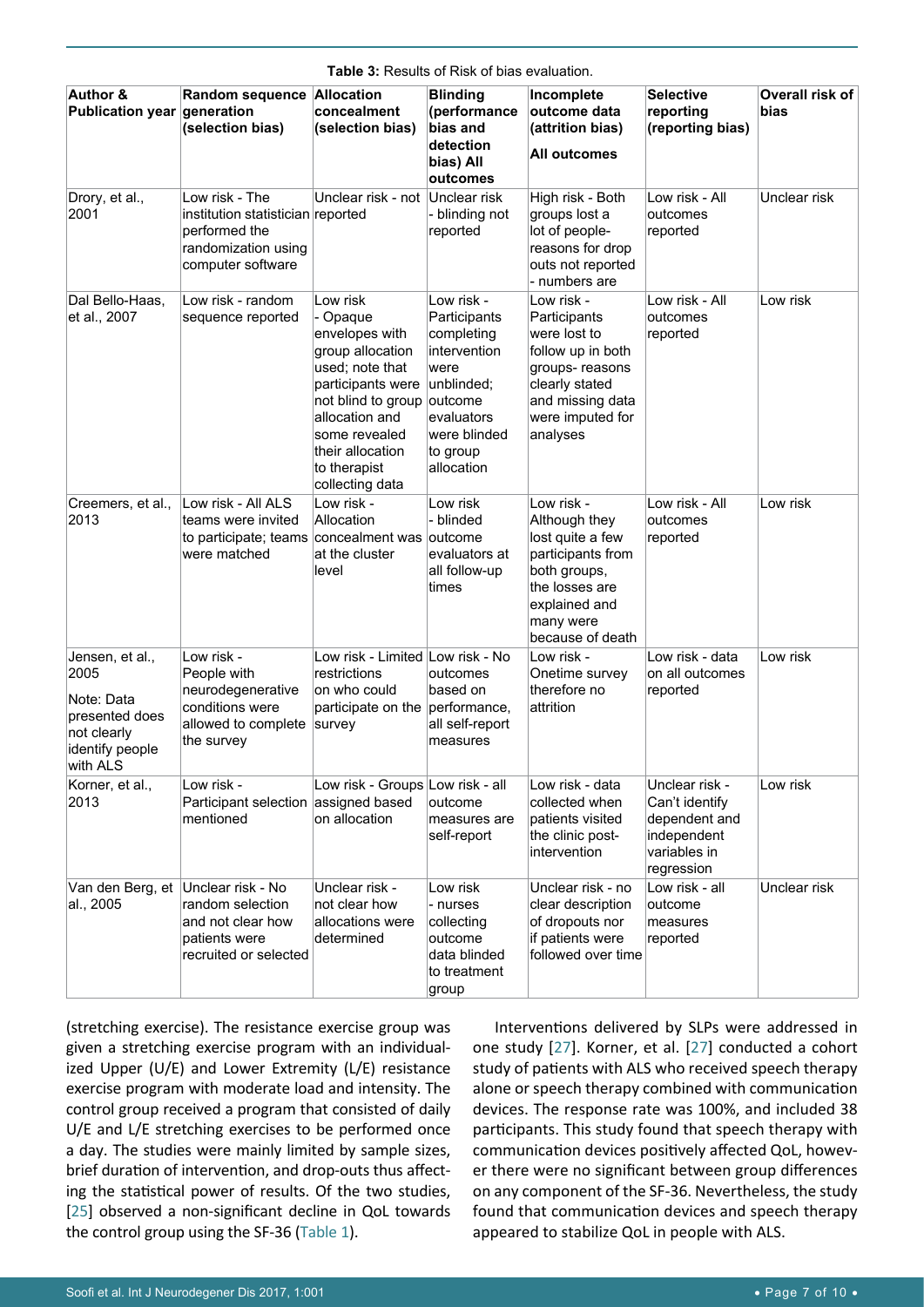**Table 3:** Results of Risk of bias evaluation.

| Author & Publication year | Random sequence generation (selection bias) | Allocation concealment (selection bias) | Blinding (performance bias and detection bias) All outcomes | Incomplete outcome data (attrition bias) All outcomes | Selective reporting (reporting bias) | Overall risk of bias |
|---|---|---|---|---|---|---|
| Drory, et al., 2001 | Low risk - The institution statistician performed the randomization using computer software | Unclear risk - not reported | Unclear risk - blinding not reported | High risk - Both groups lost a lot of people- reasons for drop outs not reported - numbers are | Low risk - All outcomes reported | Unclear risk |
| Dal Bello-Haas, et al., 2007 | Low risk - random sequence reported | Low risk - Opaque envelopes with group allocation used; note that participants were not blind to group allocation and some revealed their allocation to therapist collecting data | Low risk - Participants completing intervention were unblinded; outcome evaluators were blinded to group allocation | Low risk - Participants were lost to follow up in both groups- reasons clearly stated and missing data were imputed for analyses | Low risk - All outcomes reported | Low risk |
| Creemers, et al., 2013 | Low risk - All ALS teams were invited to participate; teams were matched | Low risk - Allocation concealment was at the cluster level | Low risk - blinded outcome evaluators at all follow-up times | Low risk - Although they lost quite a few participants from both groups, the losses are explained and many were because of death | Low risk - All outcomes reported | Low risk |
| Jensen, et al., 2005<br><br>Note: Data presented does not clearly identify people with ALS | Low risk - People with neurodegenerative conditions were allowed to complete the survey | Low risk - Limited restrictions on who could participate on the survey | Low risk - No outcomes based on performance, all self-report measures | Low risk - Onetime survey therefore no attrition | Low risk - data on all outcomes reported | Low risk |
| Korner, et al., 2013 | Low risk - Participant selection mentioned | Low risk - Groups assigned based on allocation | Low risk - all outcome measures are self-report | Low risk - data collected when patients visited the clinic post-intervention | Unclear risk - Can't identify dependent and independent variables in regression | Low risk |
| Van den Berg, et al., 2005 | Unclear risk - No random selection and not clear how patients were recruited or selected | Unclear risk - not clear how allocations were determined | Low risk - nurses collecting outcome data blinded to treatment group | Unclear risk - no clear description of dropouts nor if patients were followed over time | Low risk - all outcome measures reported | Unclear risk |

(stretching exercise). The resistance exercise group was given a stretching exercise program with an individualized Upper (U/E) and Lower Extremity (L/E) resistance exercise program with moderate load and intensity. The control group received a program that consisted of daily U/E and L/E stretching exercises to be performed once a day. The studies were mainly limited by sample sizes, brief duration of intervention, and drop-outs thus affecting the statistical power of results. Of the two studies, [25] observed a non-significant decline in QoL towards the control group using the SF-36 (Table 1).

Interventions delivered by SLPs were addressed in one study [27]. Korner, et al. [27] conducted a cohort study of patients with ALS who received speech therapy alone or speech therapy combined with communication devices. The response rate was 100%, and included 38 participants. This study found that speech therapy with communication devices positively affected QoL, however there were no significant between group differences on any component of the SF-36. Nevertheless, the study found that communication devices and speech therapy appeared to stabilize QoL in people with ALS.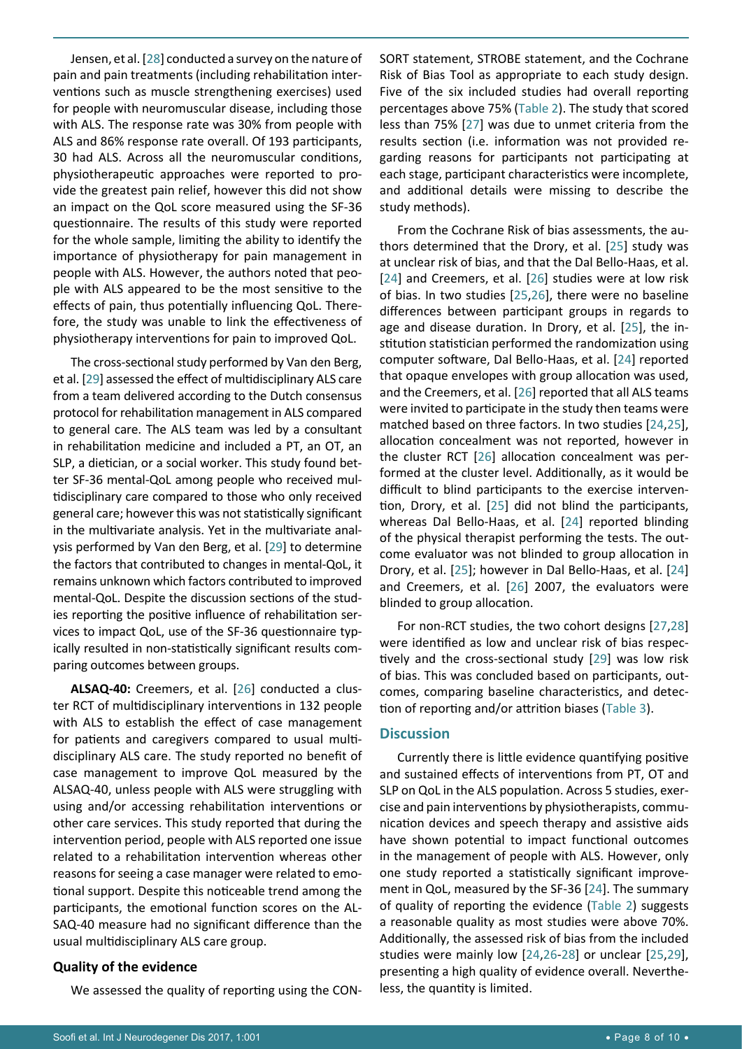Jensen, et al. [28] conducted a survey on the nature of pain and pain treatments (including rehabilitation interventions such as muscle strengthening exercises) used for people with neuromuscular disease, including those with ALS. The response rate was 30% from people with ALS and 86% response rate overall. Of 193 participants, 30 had ALS. Across all the neuromuscular conditions, physiotherapeutic approaches were reported to provide the greatest pain relief, however this did not show an impact on the QoL score measured using the SF-36 questionnaire. The results of this study were reported for the whole sample, limiting the ability to identify the importance of physiotherapy for pain management in people with ALS. However, the authors noted that people with ALS appeared to be the most sensitive to the effects of pain, thus potentially influencing QoL. Therefore, the study was unable to link the effectiveness of physiotherapy interventions for pain to improved QoL.

The cross-sectional study performed by Van den Berg, et al. [29] assessed the effect of multidisciplinary ALS care from a team delivered according to the Dutch consensus protocol for rehabilitation management in ALS compared to general care. The ALS team was led by a consultant in rehabilitation medicine and included a PT, an OT, an SLP, a dietician, or a social worker. This study found better SF-36 mental-QoL among people who received multidisciplinary care compared to those who only received general care; however this was not statistically significant in the multivariate analysis. Yet in the multivariate analysis performed by Van den Berg, et al. [29] to determine the factors that contributed to changes in mental-QoL, it remains unknown which factors contributed to improved mental-QoL. Despite the discussion sections of the studies reporting the positive influence of rehabilitation services to impact QoL, use of the SF-36 questionnaire typically resulted in non-statistically significant results comparing outcomes between groups.

**ALSAQ-40:** Creemers, et al. [26] conducted a cluster RCT of multidisciplinary interventions in 132 people with ALS to establish the effect of case management for patients and caregivers compared to usual multidisciplinary ALS care. The study reported no benefit of case management to improve QoL measured by the ALSAQ-40, unless people with ALS were struggling with using and/or accessing rehabilitation interventions or other care services. This study reported that during the intervention period, people with ALS reported one issue related to a rehabilitation intervention whereas other reasons for seeing a case manager were related to emotional support. Despite this noticeable trend among the participants, the emotional function scores on the ALSAQ-40 measure had no significant difference than the usual multidisciplinary ALS care group.

### Quality of the evidence

We assessed the quality of reporting using the CONSORT statement, STROBE statement, and the Cochrane Risk of Bias Tool as appropriate to each study design. Five of the six included studies had overall reporting percentages above 75% (Table 2). The study that scored less than 75% [27] was due to unmet criteria from the results section (i.e. information was not provided regarding reasons for participants not participating at each stage, participant characteristics were incomplete, and additional details were missing to describe the study methods).

From the Cochrane Risk of bias assessments, the authors determined that the Drory, et al. [25] study was at unclear risk of bias, and that the Dal Bello-Haas, et al. [24] and Creemers, et al. [26] studies were at low risk of bias. In two studies [25,26], there were no baseline differences between participant groups in regards to age and disease duration. In Drory, et al. [25], the institution statistician performed the randomization using computer software, Dal Bello-Haas, et al. [24] reported that opaque envelopes with group allocation was used, and the Creemers, et al. [26] reported that all ALS teams were invited to participate in the study then teams were matched based on three factors. In two studies [24,25], allocation concealment was not reported, however in the cluster RCT [26] allocation concealment was performed at the cluster level. Additionally, as it would be difficult to blind participants to the exercise intervention, Drory, et al. [25] did not blind the participants, whereas Dal Bello-Haas, et al. [24] reported blinding of the physical therapist performing the tests. The outcome evaluator was not blinded to group allocation in Drory, et al. [25]; however in Dal Bello-Haas, et al. [24] and Creemers, et al. [26] 2007, the evaluators were blinded to group allocation.

For non-RCT studies, the two cohort designs [27,28] were identified as low and unclear risk of bias respectively and the cross-sectional study [29] was low risk of bias. This was concluded based on participants, outcomes, comparing baseline characteristics, and detection of reporting and/or attrition biases (Table 3).

## Discussion

Currently there is little evidence quantifying positive and sustained effects of interventions from PT, OT and SLP on QoL in the ALS population. Across 5 studies, exercise and pain interventions by physiotherapists, communication devices and speech therapy and assistive aids have shown potential to impact functional outcomes in the management of people with ALS. However, only one study reported a statistically significant improvement in QoL, measured by the SF-36 [24]. The summary of quality of reporting the evidence (Table 2) suggests a reasonable quality as most studies were above 70%. Additionally, the assessed risk of bias from the included studies were mainly low [24,26-28] or unclear [25,29], presenting a high quality of evidence overall. Nevertheless, the quantity is limited.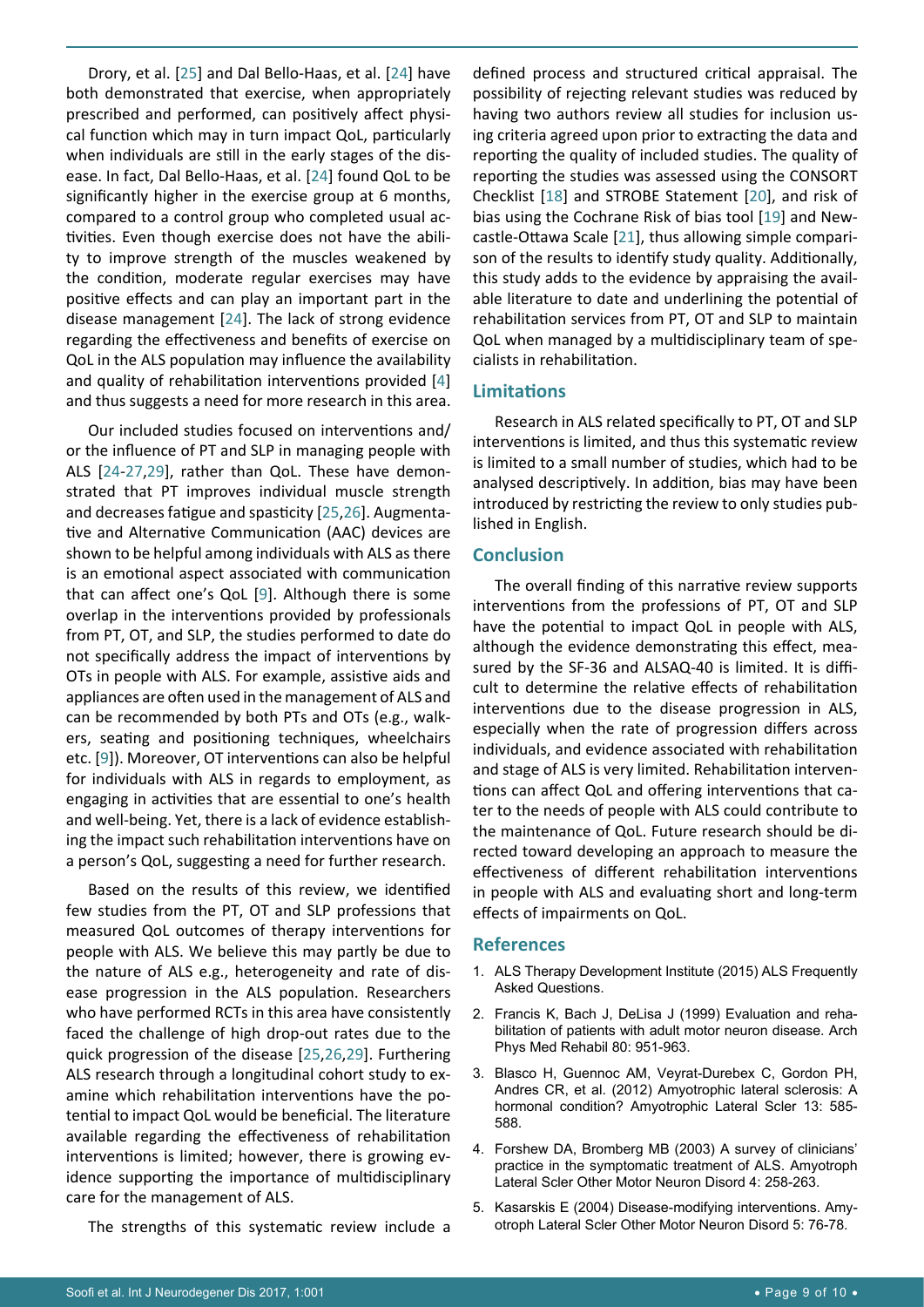Drory, et al. [25] and Dal Bello-Haas, et al. [24] have both demonstrated that exercise, when appropriately prescribed and performed, can positively affect physical function which may in turn impact QoL, particularly when individuals are still in the early stages of the disease. In fact, Dal Bello-Haas, et al. [24] found QoL to be significantly higher in the exercise group at 6 months, compared to a control group who completed usual activities. Even though exercise does not have the ability to improve strength of the muscles weakened by the condition, moderate regular exercises may have positive effects and can play an important part in the disease management [24]. The lack of strong evidence regarding the effectiveness and benefits of exercise on QoL in the ALS population may influence the availability and quality of rehabilitation interventions provided [4] and thus suggests a need for more research in this area.

Our included studies focused on interventions and/or the influence of PT and SLP in managing people with ALS [24-27,29], rather than QoL. These have demonstrated that PT improves individual muscle strength and decreases fatigue and spasticity [25,26]. Augmentative and Alternative Communication (AAC) devices are shown to be helpful among individuals with ALS as there is an emotional aspect associated with communication that can affect one's QoL [9]. Although there is some overlap in the interventions provided by professionals from PT, OT, and SLP, the studies performed to date do not specifically address the impact of interventions by OTs in people with ALS. For example, assistive aids and appliances are often used in the management of ALS and can be recommended by both PTs and OTs (e.g., walkers, seating and positioning techniques, wheelchairs etc. [9]). Moreover, OT interventions can also be helpful for individuals with ALS in regards to employment, as engaging in activities that are essential to one's health and well-being. Yet, there is a lack of evidence establishing the impact such rehabilitation interventions have on a person's QoL, suggesting a need for further research.

Based on the results of this review, we identified few studies from the PT, OT and SLP professions that measured QoL outcomes of therapy interventions for people with ALS. We believe this may partly be due to the nature of ALS e.g., heterogeneity and rate of disease progression in the ALS population. Researchers who have performed RCTs in this area have consistently faced the challenge of high drop-out rates due to the quick progression of the disease [25,26,29]. Furthering ALS research through a longitudinal cohort study to examine which rehabilitation interventions have the potential to impact QoL would be beneficial. The literature available regarding the effectiveness of rehabilitation interventions is limited; however, there is growing evidence supporting the importance of multidisciplinary care for the management of ALS.

The strengths of this systematic review include a defined process and structured critical appraisal. The possibility of rejecting relevant studies was reduced by having two authors review all studies for inclusion using criteria agreed upon prior to extracting the data and reporting the quality of included studies. The quality of reporting the studies was assessed using the CONSORT Checklist [18] and STROBE Statement [20], and risk of bias using the Cochrane Risk of bias tool [19] and Newcastle-Ottawa Scale [21], thus allowing simple comparison of the results to identify study quality. Additionally, this study adds to the evidence by appraising the available literature to date and underlining the potential of rehabilitation services from PT, OT and SLP to maintain QoL when managed by a multidisciplinary team of specialists in rehabilitation.

## Limitations

Research in ALS related specifically to PT, OT and SLP interventions is limited, and thus this systematic review is limited to a small number of studies, which had to be analysed descriptively. In addition, bias may have been introduced by restricting the review to only studies published in English.

## Conclusion

The overall finding of this narrative review supports interventions from the professions of PT, OT and SLP have the potential to impact QoL in people with ALS, although the evidence demonstrating this effect, measured by the SF-36 and ALSAQ-40 is limited. It is difficult to determine the relative effects of rehabilitation interventions due to the disease progression in ALS, especially when the rate of progression differs across individuals, and evidence associated with rehabilitation and stage of ALS is very limited. Rehabilitation interventions can affect QoL and offering interventions that cater to the needs of people with ALS could contribute to the maintenance of QoL. Future research should be directed toward developing an approach to measure the effectiveness of different rehabilitation interventions in people with ALS and evaluating short and long-term effects of impairments on QoL.

## References

1. ALS Therapy Development Institute (2015) ALS Frequently Asked Questions.
2. Francis K, Bach J, DeLisa J (1999) Evaluation and rehabilitation of patients with adult motor neuron disease. Arch Phys Med Rehabil 80: 951-963.
3. Blasco H, Guennoc AM, Veyrat-Durebex C, Gordon PH, Andres CR, et al. (2012) Amyotrophic lateral sclerosis: A hormonal condition? Amyotrophic Lateral Scler 13: 585-588.
4. Forshew DA, Bromberg MB (2003) A survey of clinicians' practice in the symptomatic treatment of ALS. Amyotroph Lateral Scler Other Motor Neuron Disord 4: 258-263.
5. Kasarskis E (2004) Disease-modifying interventions. Amyotroph Lateral Scler Other Motor Neuron Disord 5: 76-78.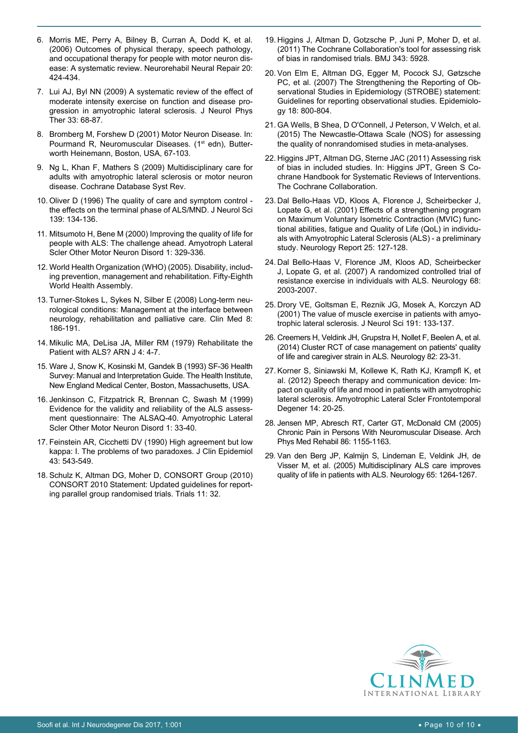6. Morris ME, Perry A, Bilney B, Curran A, Dodd K, et al. (2006) Outcomes of physical therapy, speech pathology, and occupational therapy for people with motor neuron disease: A systematic review. Neurorehabil Neural Repair 20: 424-434.
7. Lui AJ, Byl NN (2009) A systematic review of the effect of moderate intensity exercise on function and disease progression in amyotrophic lateral sclerosis. J Neurol Phys Ther 33: 68-87.
8. Bromberg M, Forshew D (2001) Motor Neuron Disease. In: Pourmand R, Neuromuscular Diseases. (1st edn), Butterworth Heinemann, Boston, USA, 67-103.
9. Ng L, Khan F, Mathers S (2009) Multidisciplinary care for adults with amyotrophic lateral sclerosis or motor neuron disease. Cochrane Database Syst Rev.
10. Oliver D (1996) The quality of care and symptom control - the effects on the terminal phase of ALS/MND. J Neurol Sci 139: 134-136.
11. Mitsumoto H, Bene M (2000) Improving the quality of life for people with ALS: The challenge ahead. Amyotroph Lateral Scler Other Motor Neuron Disord 1: 329-336.
12. World Health Organization (WHO) (2005). Disability, including prevention, management and rehabilitation. Fifty-Eighth World Health Assembly.
13. Turner-Stokes L, Sykes N, Silber E (2008) Long-term neurological conditions: Management at the interface between neurology, rehabilitation and palliative care. Clin Med 8: 186-191.
14. Mikulic MA, DeLisa JA, Miller RM (1979) Rehabilitate the Patient with ALS? ARN J 4: 4-7.
15. Ware J, Snow K, Kosinski M, Gandek B (1993) SF-36 Health Survey: Manual and Interpretation Guide. The Health Institute, New England Medical Center, Boston, Massachusetts, USA.
16. Jenkinson C, Fitzpatrick R, Brennan C, Swash M (1999) Evidence for the validity and reliability of the ALS assessment questionnaire: The ALSAQ-40. Amyotrophic Lateral Scler Other Motor Neuron Disord 1: 33-40.
17. Feinstein AR, Cicchetti DV (1990) High agreement but low kappa: I. The problems of two paradoxes. J Clin Epidemiol 43: 543-549.
18. Schulz K, Altman DG, Moher D, CONSORT Group (2010) CONSORT 2010 Statement: Updated guidelines for reporting parallel group randomised trials. Trials 11: 32.
19. Higgins J, Altman D, Gotzsche P, Juni P, Moher D, et al. (2011) The Cochrane Collaboration's tool for assessing risk of bias in randomised trials. BMJ 343: 5928.
20. Von Elm E, Altman DG, Egger M, Pocock SJ, Gøtzsche PC, et al. (2007) The Strengthening the Reporting of Observational Studies in Epidemiology (STROBE) statement: Guidelines for reporting observational studies. Epidemiology 18: 800-804.
21. GA Wells, B Shea, D O'Connell, J Peterson, V Welch, et al. (2015) The Newcastle-Ottawa Scale (NOS) for assessing the quality of nonrandomised studies in meta-analyses.
22. Higgins JPT, Altman DG, Sterne JAC (2011) Assessing risk of bias in included studies. In: Higgins JPT, Green S Cochrane Handbook for Systematic Reviews of Interventions. The Cochrane Collaboration.
23. Dal Bello-Haas VD, Kloos A, Florence J, Scheirbecker J, Lopate G, et al. (2001) Effects of a strengthening program on Maximum Voluntary Isometric Contraction (MVIC) functional abilities, fatigue and Quality of Life (QoL) in individuals with Amyotrophic Lateral Sclerosis (ALS) - a preliminary study. Neurology Report 25: 127-128.
24. Dal Bello-Haas V, Florence JM, Kloos AD, Scheirbecker J, Lopate G, et al. (2007) A randomized controlled trial of resistance exercise in individuals with ALS. Neurology 68: 2003-2007.
25. Drory VE, Goltsman E, Reznik JG, Mosek A, Korczyn AD (2001) The value of muscle exercise in patients with amyotrophic lateral sclerosis. J Neurol Sci 191: 133-137.
26. Creemers H, Veldink JH, Grupstra H, Nollet F, Beelen A, et al. (2014) Cluster RCT of case management on patients' quality of life and caregiver strain in ALS. Neurology 82: 23-31.
27. Korner S, Siniawski M, Kollewe K, Rath KJ, Krampfl K, et al. (2012) Speech therapy and communication device: Impact on quality of life and mood in patients with amyotrophic lateral sclerosis. Amyotrophic Lateral Scler Frontotemporal Degener 14: 20-25.
28. Jensen MP, Abresch RT, Carter GT, McDonald CM (2005) Chronic Pain in Persons With Neuromuscular Disease. Arch Phys Med Rehabil 86: 1155-1163.
29. Van den Berg JP, Kalmijn S, Lindeman E, Veldink JH, de Visser M, et al. (2005) Multidisciplinary ALS care improves quality of life in patients with ALS. Neurology 65: 1264-1267.